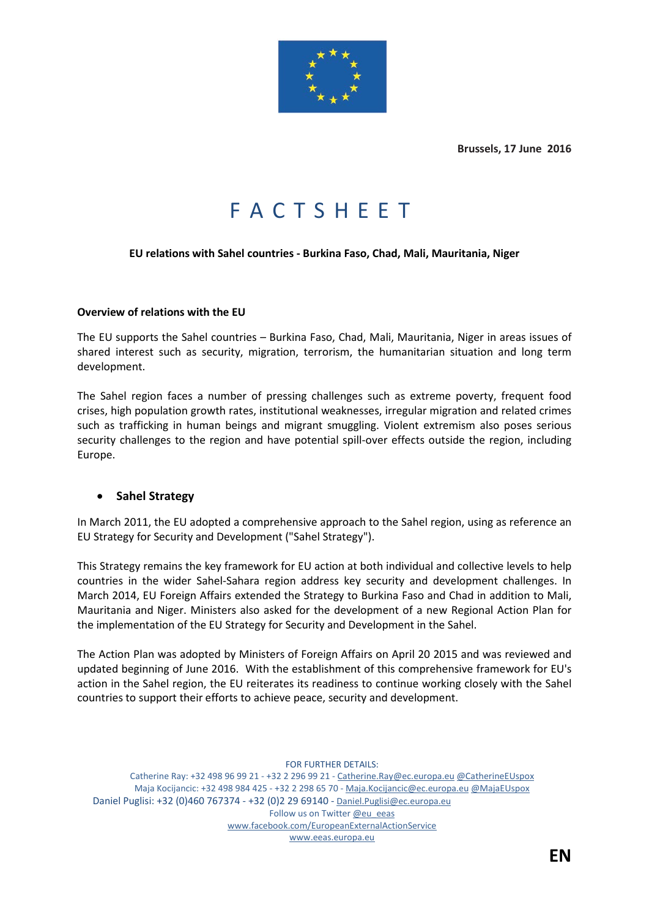Brussels, 17 June 2016

# F A C T S H E E T

**EU relations with Sahel countries - Burkina Faso, Chad, Mali, Mauritania, Niger**

**Overview of relations with the EU**

The EU supports the Sahel countries – Burkina Faso, Chad, Mali, Mauritania, Niger in areas issues of shared interest such as security, migration, terrorism, the humanitarian situation and long term development.

The Sahel region faces a number of pressing challenges such as extreme poverty, frequent food crises, high population growth rates, institutional weaknesses, irregular migration and related crimes such as trafficking in human beings and migrant smuggling. Violent extremism also poses serious security challenges to the region and have potential spill-over effects outside the region, including Europe.

- **Sahel Strategy**

In March 2011, the EU adopted a comprehensive approach to the Sahel region, using as reference an EU Strategy for Security and Development ("Sahel Strategy").

This Strategy remains the key framework for EU action at both individual and collective levels to help countries in the wider Sahel-Sahara region address key security and development challenges. In March 2014, EU Foreign Affairs extended the Strategy to Burkina Faso and Chad in addition to Mali, Mauritania and Niger. Ministers also asked for the development of a new Regional Action Plan for the implementation of the EU Strategy for Security and Development in the Sahel.

The Action Plan was adopted by Ministers of Foreign Affairs on April 20 2015 and was reviewed and updated beginning of June 2016. With the establishment of this comprehensive framework for EU's action in the Sahel region, the EU reiterates its readiness to continue working closely with the Sahel countries to support their efforts to achieve peace, security and development.

FOR FURTHER DETAILS:
Catherine Ray: +32 498 96 99 21 - +32 2 296 99 21 - Catherine.Ray@ec.europa.eu @CatherineEUspox
Maja Kocijancic: +32 498 984 425 - +32 2 298 65 70 - Maja.Kocijancic@ec.europa.eu @MajaEUspox
Daniel Puglisi: +32 (0)460 767374 - +32 (0)2 29 69140 - Daniel.Puglisi@ec.europa.eu
Follow us on Twitter @eu_eeas
www.facebook.com/EuropeanExternalActionService
www.eeas.europa.eu

EN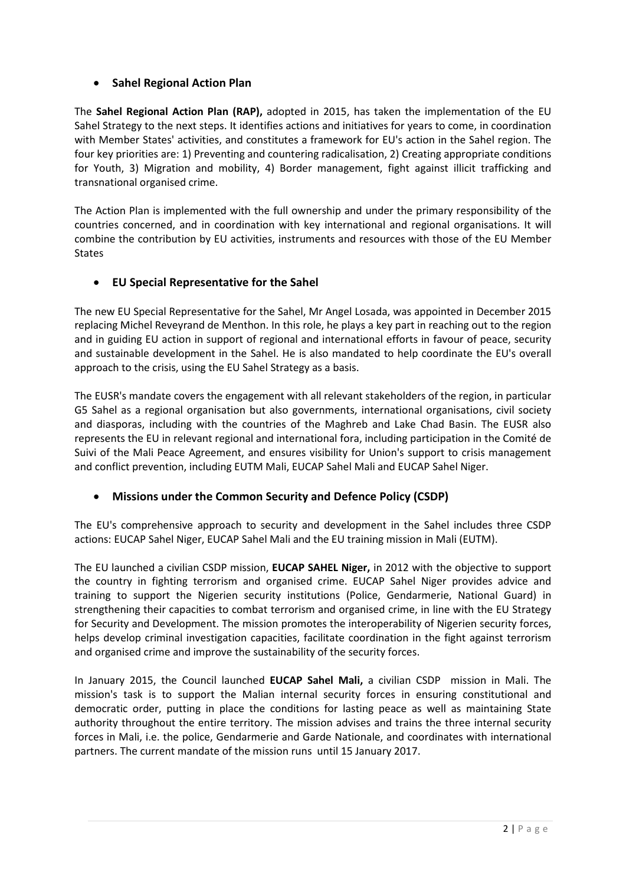- **Sahel Regional Action Plan**

The **Sahel Regional Action Plan (RAP),** adopted in 2015, has taken the implementation of the EU Sahel Strategy to the next steps. It identifies actions and initiatives for years to come, in coordination with Member States' activities, and constitutes a framework for EU's action in the Sahel region. The four key priorities are: 1) Preventing and countering radicalisation, 2) Creating appropriate conditions for Youth, 3) Migration and mobility, 4) Border management, fight against illicit trafficking and transnational organised crime.

The Action Plan is implemented with the full ownership and under the primary responsibility of the countries concerned, and in coordination with key international and regional organisations. It will combine the contribution by EU activities, instruments and resources with those of the EU Member States

- **EU Special Representative for the Sahel**

The new EU Special Representative for the Sahel, Mr Angel Losada, was appointed in December 2015 replacing Michel Reveyrand de Menthon. In this role, he plays a key part in reaching out to the region and in guiding EU action in support of regional and international efforts in favour of peace, security and sustainable development in the Sahel. He is also mandated to help coordinate the EU's overall approach to the crisis, using the EU Sahel Strategy as a basis.

The EUSR's mandate covers the engagement with all relevant stakeholders of the region, in particular G5 Sahel as a regional organisation but also governments, international organisations, civil society and diasporas, including with the countries of the Maghreb and Lake Chad Basin. The EUSR also represents the EU in relevant regional and international fora, including participation in the Comité de Suivi of the Mali Peace Agreement, and ensures visibility for Union's support to crisis management and conflict prevention, including EUTM Mali, EUCAP Sahel Mali and EUCAP Sahel Niger.

- **Missions under the Common Security and Defence Policy (CSDP)**

The EU's comprehensive approach to security and development in the Sahel includes three CSDP actions: EUCAP Sahel Niger, EUCAP Sahel Mali and the EU training mission in Mali (EUTM).

The EU launched a civilian CSDP mission, **EUCAP SAHEL Niger,** in 2012 with the objective to support the country in fighting terrorism and organised crime. EUCAP Sahel Niger provides advice and training to support the Nigerien security institutions (Police, Gendarmerie, National Guard) in strengthening their capacities to combat terrorism and organised crime, in line with the EU Strategy for Security and Development. The mission promotes the interoperability of Nigerien security forces, helps develop criminal investigation capacities, facilitate coordination in the fight against terrorism and organised crime and improve the sustainability of the security forces.

In January 2015, the Council launched **EUCAP Sahel Mali,** a civilian CSDP mission in Mali. The mission's task is to support the Malian internal security forces in ensuring constitutional and democratic order, putting in place the conditions for lasting peace as well as maintaining State authority throughout the entire territory. The mission advises and trains the three internal security forces in Mali, i.e. the police, Gendarmerie and Garde Nationale, and coordinates with international partners. The current mandate of the mission runs until 15 January 2017.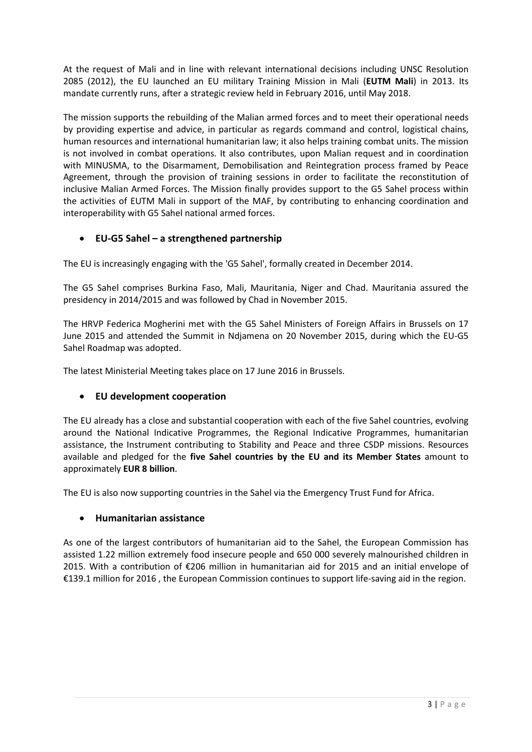At the request of Mali and in line with relevant international decisions including UNSC Resolution 2085 (2012), the EU launched an EU military Training Mission in Mali (**EUTM Mali**) in 2013. Its mandate currently runs, after a strategic review held in February 2016, until May 2018.

The mission supports the rebuilding of the Malian armed forces and to meet their operational needs by providing expertise and advice, in particular as regards command and control, logistical chains, human resources and international humanitarian law; it also helps training combat units. The mission is not involved in combat operations. It also contributes, upon Malian request and in coordination with MINUSMA, to the Disarmament, Demobilisation and Reintegration process framed by Peace Agreement, through the provision of training sessions in order to facilitate the reconstitution of inclusive Malian Armed Forces. The Mission finally provides support to the G5 Sahel process within the activities of EUTM Mali in support of the MAF, by contributing to enhancing coordination and interoperability with G5 Sahel national armed forces.

- **EU-G5 Sahel – a strengthened partnership**

The EU is increasingly engaging with the 'G5 Sahel', formally created in December 2014.

The G5 Sahel comprises Burkina Faso, Mali, Mauritania, Niger and Chad. Mauritania assured the presidency in 2014/2015 and was followed by Chad in November 2015.

The HRVP Federica Mogherini met with the G5 Sahel Ministers of Foreign Affairs in Brussels on 17 June 2015 and attended the Summit in Ndjamena on 20 November 2015, during which the EU-G5 Sahel Roadmap was adopted.

The latest Ministerial Meeting takes place on 17 June 2016 in Brussels.

- **EU development cooperation**

The EU already has a close and substantial cooperation with each of the five Sahel countries, evolving around the National Indicative Programmes, the Regional Indicative Programmes, humanitarian assistance, the Instrument contributing to Stability and Peace and three CSDP missions. Resources available and pledged for the **five Sahel countries by the EU and its Member States** amount to approximately **EUR 8 billion**.

The EU is also now supporting countries in the Sahel via the Emergency Trust Fund for Africa.

- **Humanitarian assistance**

As one of the largest contributors of humanitarian aid to the Sahel, the European Commission has assisted 1.22 million extremely food insecure people and 650 000 severely malnourished children in 2015. With a contribution of €206 million in humanitarian aid for 2015 and an initial envelope of €139.1 million for 2016 , the European Commission continues to support life-saving aid in the region.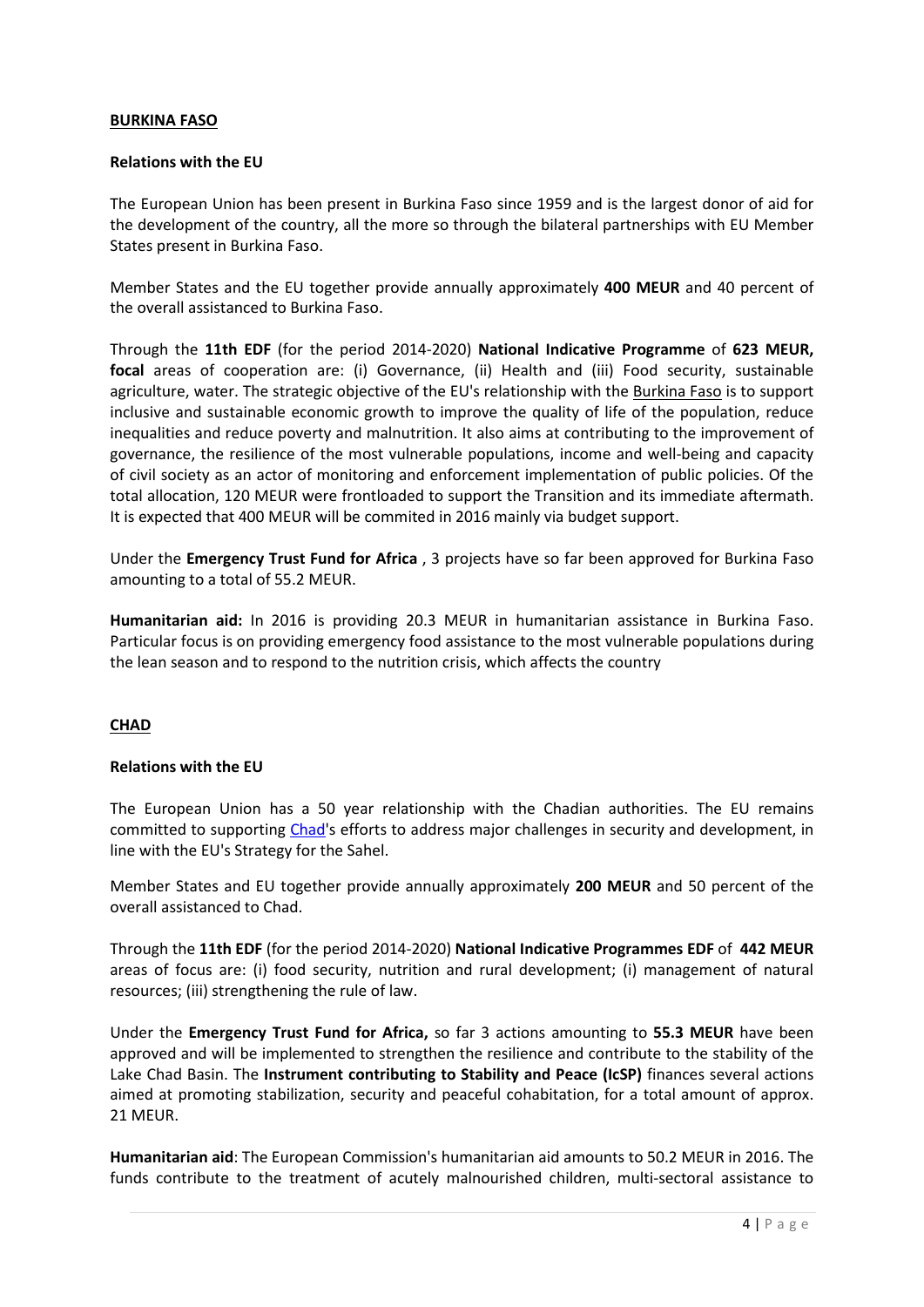## BURKINA FASO

### Relations with the EU

The European Union has been present in Burkina Faso since 1959 and is the largest donor of aid for the development of the country, all the more so through the bilateral partnerships with EU Member States present in Burkina Faso.

Member States and the EU together provide annually approximately **400 MEUR** and 40 percent of the overall assistanced to Burkina Faso.

Through the **11th EDF** (for the period 2014-2020) **National Indicative Programme** of **623 MEUR, focal** areas of cooperation are: (i) Governance, (ii) Health and (iii) Food security, sustainable agriculture, water. The strategic objective of the EU's relationship with the Burkina Faso is to support inclusive and sustainable economic growth to improve the quality of life of the population, reduce inequalities and reduce poverty and malnutrition. It also aims at contributing to the improvement of governance, the resilience of the most vulnerable populations, income and well-being and capacity of civil society as an actor of monitoring and enforcement implementation of public policies. Of the total allocation, 120 MEUR were frontloaded to support the Transition and its immediate aftermath. It is expected that 400 MEUR will be commited in 2016 mainly via budget support.

Under the **Emergency Trust Fund for Africa** , 3 projects have so far been approved for Burkina Faso amounting to a total of 55.2 MEUR.

**Humanitarian aid:** In 2016 is providing 20.3 MEUR in humanitarian assistance in Burkina Faso. Particular focus is on providing emergency food assistance to the most vulnerable populations during the lean season and to respond to the nutrition crisis, which affects the country

## CHAD

### Relations with the EU

The European Union has a 50 year relationship with the Chadian authorities. The EU remains committed to supporting Chad's efforts to address major challenges in security and development, in line with the EU's Strategy for the Sahel.

Member States and EU together provide annually approximately **200 MEUR** and 50 percent of the overall assistanced to Chad.

Through the **11th EDF** (for the period 2014-2020) **National Indicative Programmes EDF** of **442 MEUR** areas of focus are: (i) food security, nutrition and rural development; (i) management of natural resources; (iii) strengthening the rule of law.

Under the **Emergency Trust Fund for Africa,** so far 3 actions amounting to **55.3 MEUR** have been approved and will be implemented to strengthen the resilience and contribute to the stability of the Lake Chad Basin. The **Instrument contributing to Stability and Peace (IcSP)** finances several actions aimed at promoting stabilization, security and peaceful cohabitation, for a total amount of approx. 21 MEUR.

**Humanitarian aid**: The European Commission's humanitarian aid amounts to 50.2 MEUR in 2016. The funds contribute to the treatment of acutely malnourished children, multi-sectoral assistance to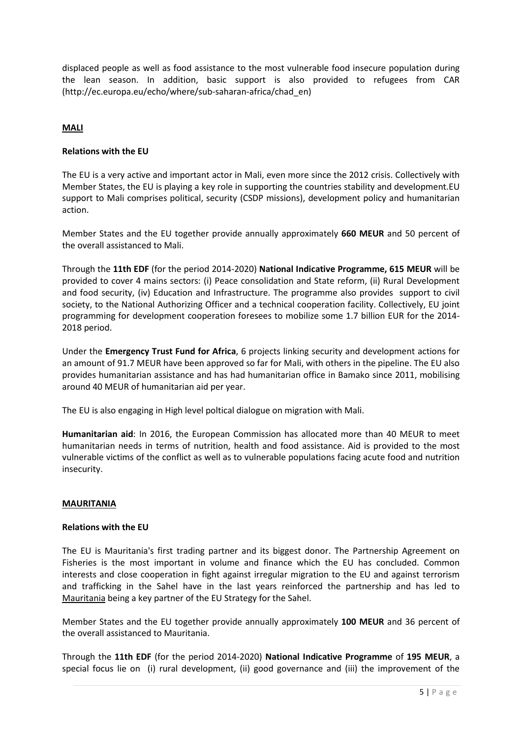displaced people as well as food assistance to the most vulnerable food insecure population during the lean season. In addition, basic support is also provided to refugees from CAR (http://ec.europa.eu/echo/where/sub-saharan-africa/chad_en)

## MALI

### Relations with the EU

The EU is a very active and important actor in Mali, even more since the 2012 crisis. Collectively with Member States, the EU is playing a key role in supporting the countries stability and development.EU support to Mali comprises political, security (CSDP missions), development policy and humanitarian action.

Member States and the EU together provide annually approximately **660 MEUR** and 50 percent of the overall assistanced to Mali.

Through the **11th EDF** (for the period 2014-2020) **National Indicative Programme, 615 MEUR** will be provided to cover 4 mains sectors: (i) Peace consolidation and State reform, (ii) Rural Development and food security, (iv) Education and Infrastructure. The programme also provides support to civil society, to the National Authorizing Officer and a technical cooperation facility. Collectively, EU joint programming for development cooperation foresees to mobilize some 1.7 billion EUR for the 2014-2018 period.

Under the **Emergency Trust Fund for Africa**, 6 projects linking security and development actions for an amount of 91.7 MEUR have been approved so far for Mali, with others in the pipeline. The EU also provides humanitarian assistance and has had humanitarian office in Bamako since 2011, mobilising around 40 MEUR of humanitarian aid per year.

The EU is also engaging in High level poltical dialogue on migration with Mali.

**Humanitarian aid**: In 2016, the European Commission has allocated more than 40 MEUR to meet humanitarian needs in terms of nutrition, health and food assistance. Aid is provided to the most vulnerable victims of the conflict as well as to vulnerable populations facing acute food and nutrition insecurity.

## MAURITANIA

### Relations with the EU

The EU is Mauritania's first trading partner and its biggest donor. The Partnership Agreement on Fisheries is the most important in volume and finance which the EU has concluded. Common interests and close cooperation in fight against irregular migration to the EU and against terrorism and trafficking in the Sahel have in the last years reinforced the partnership and has led to Mauritania being a key partner of the EU Strategy for the Sahel.

Member States and the EU together provide annually approximately **100 MEUR** and 36 percent of the overall assistanced to Mauritania.

Through the **11th EDF** (for the period 2014-2020) **National Indicative Programme** of **195 MEUR**, a special focus lie on (i) rural development, (ii) good governance and (iii) the improvement of the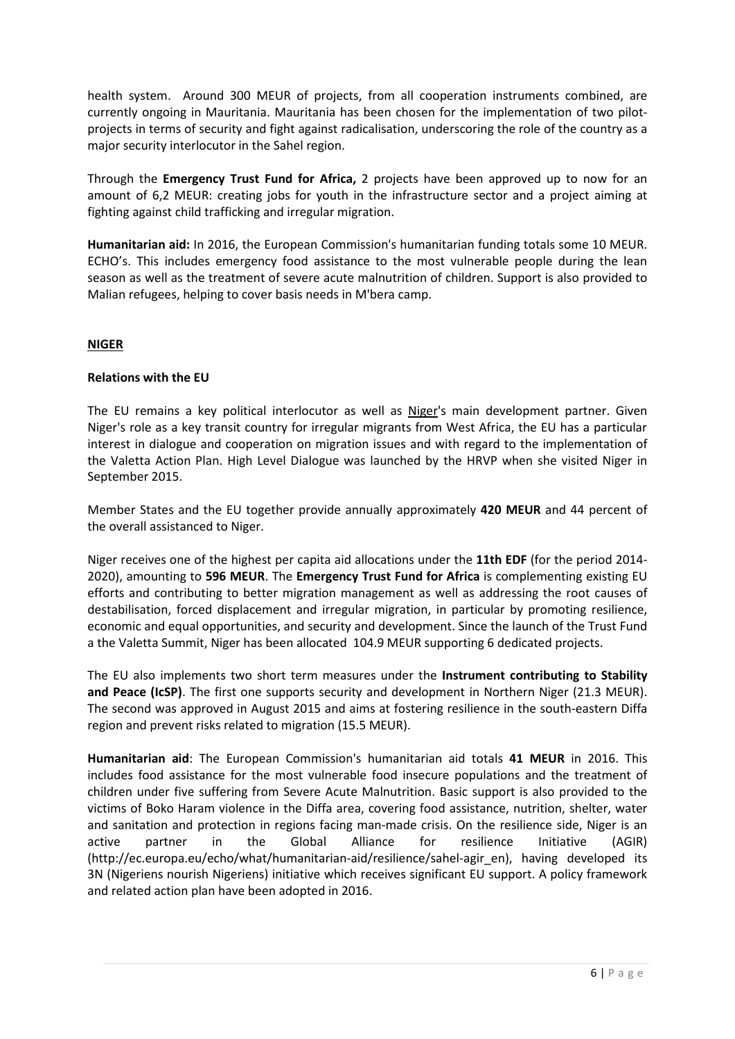health system. Around 300 MEUR of projects, from all cooperation instruments combined, are currently ongoing in Mauritania. Mauritania has been chosen for the implementation of two pilot-projects in terms of security and fight against radicalisation, underscoring the role of the country as a major security interlocutor in the Sahel region.

Through the **Emergency Trust Fund for Africa,** 2 projects have been approved up to now for an amount of 6,2 MEUR: creating jobs for youth in the infrastructure sector and a project aiming at fighting against child trafficking and irregular migration.

**Humanitarian aid:** In 2016, the European Commission's humanitarian funding totals some 10 MEUR. ECHO's. This includes emergency food assistance to the most vulnerable people during the lean season as well as the treatment of severe acute malnutrition of children. Support is also provided to Malian refugees, helping to cover basis needs in M'bera camp.

## NIGER

### Relations with the EU

The EU remains a key political interlocutor as well as Niger's main development partner. Given Niger's role as a key transit country for irregular migrants from West Africa, the EU has a particular interest in dialogue and cooperation on migration issues and with regard to the implementation of the Valetta Action Plan. High Level Dialogue was launched by the HRVP when she visited Niger in September 2015.

Member States and the EU together provide annually approximately **420 MEUR** and 44 percent of the overall assistanced to Niger.

Niger receives one of the highest per capita aid allocations under the **11th EDF** (for the period 2014-2020), amounting to **596 MEUR**. The **Emergency Trust Fund for Africa** is complementing existing EU efforts and contributing to better migration management as well as addressing the root causes of destabilisation, forced displacement and irregular migration, in particular by promoting resilience, economic and equal opportunities, and security and development. Since the launch of the Trust Fund a the Valetta Summit, Niger has been allocated 104.9 MEUR supporting 6 dedicated projects.

The EU also implements two short term measures under the **Instrument contributing to Stability and Peace (IcSP)**. The first one supports security and development in Northern Niger (21.3 MEUR). The second was approved in August 2015 and aims at fostering resilience in the south-eastern Diffa region and prevent risks related to migration (15.5 MEUR).

**Humanitarian aid**: The European Commission's humanitarian aid totals **41 MEUR** in 2016. This includes food assistance for the most vulnerable food insecure populations and the treatment of children under five suffering from Severe Acute Malnutrition. Basic support is also provided to the victims of Boko Haram violence in the Diffa area, covering food assistance, nutrition, shelter, water and sanitation and protection in regions facing man-made crisis. On the resilience side, Niger is an active partner in the Global Alliance for resilience Initiative (AGIR) (http://ec.europa.eu/echo/what/humanitarian-aid/resilience/sahel-agir_en), having developed its 3N (Nigeriens nourish Nigeriens) initiative which receives significant EU support. A policy framework and related action plan have been adopted in 2016.